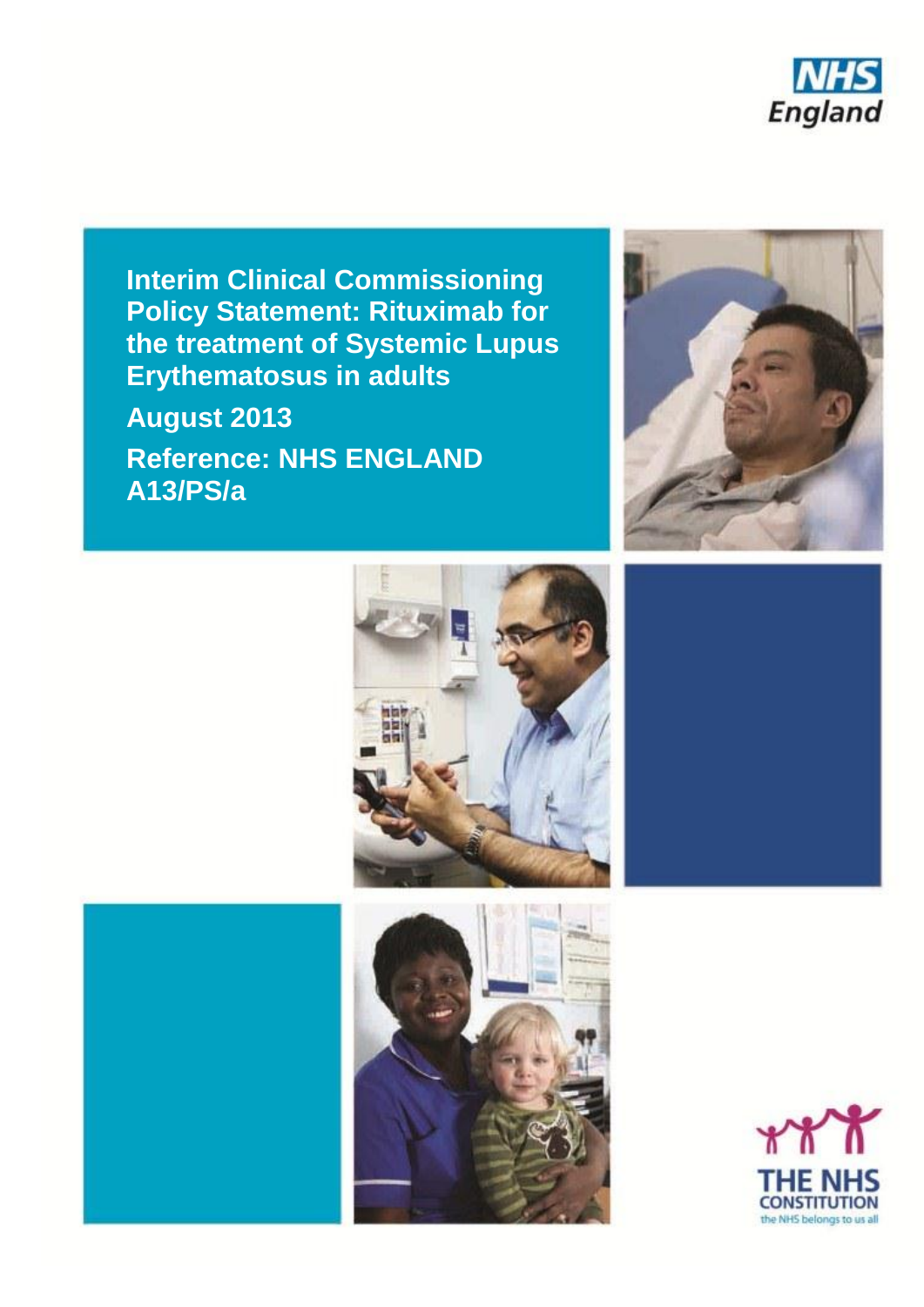NHS England

# Interim Clinical Commissioning Policy Statement: Rituximab for the treatment of Systemic Lupus Erythematosus in adults

**August 2013**

**Reference: NHS ENGLAND A13/PS/a**

THE NHS CONSTITUTION
the NHS belongs to us all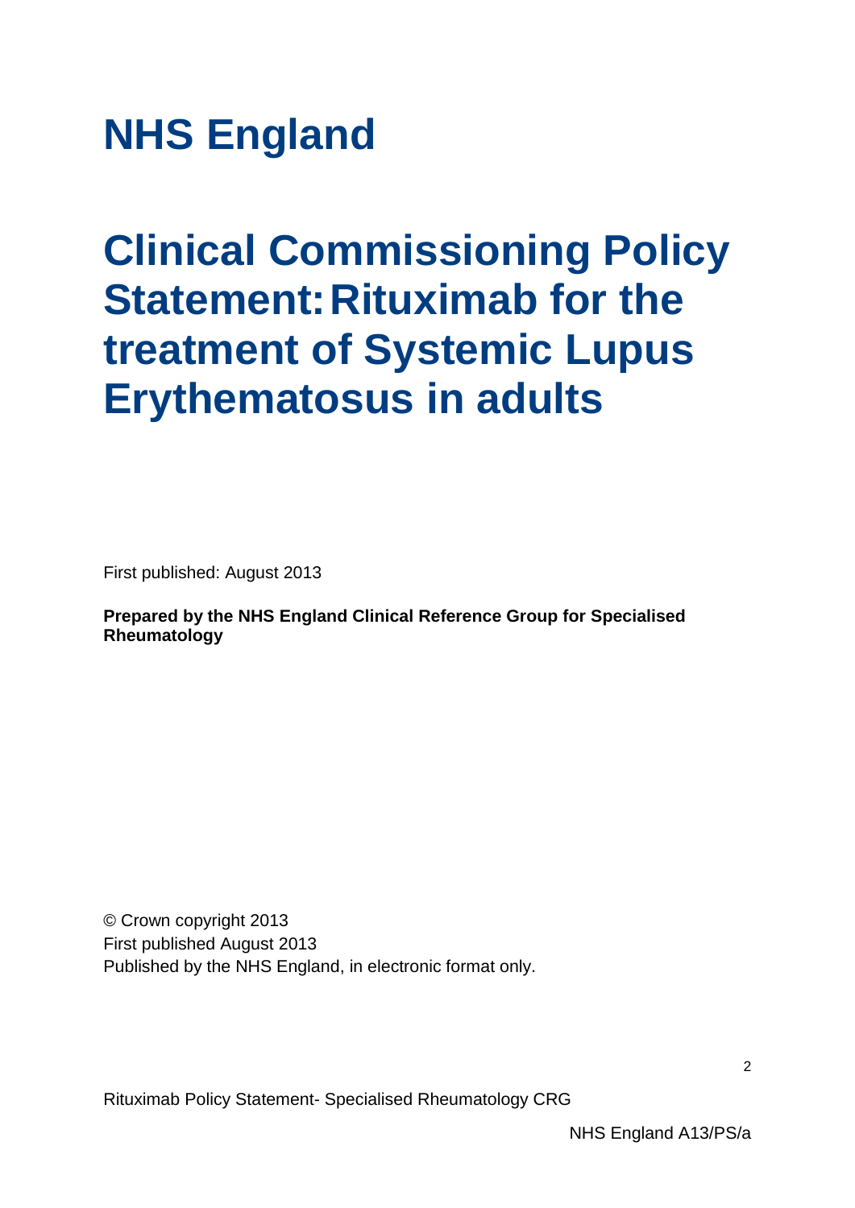# NHS England

# Clinical Commissioning Policy Statement: Rituximab for the treatment of Systemic Lupus Erythematosus in adults

First published: August 2013

**Prepared by the NHS England Clinical Reference Group for Specialised Rheumatology**

© Crown copyright 2013
First published August 2013
Published by the NHS England, in electronic format only.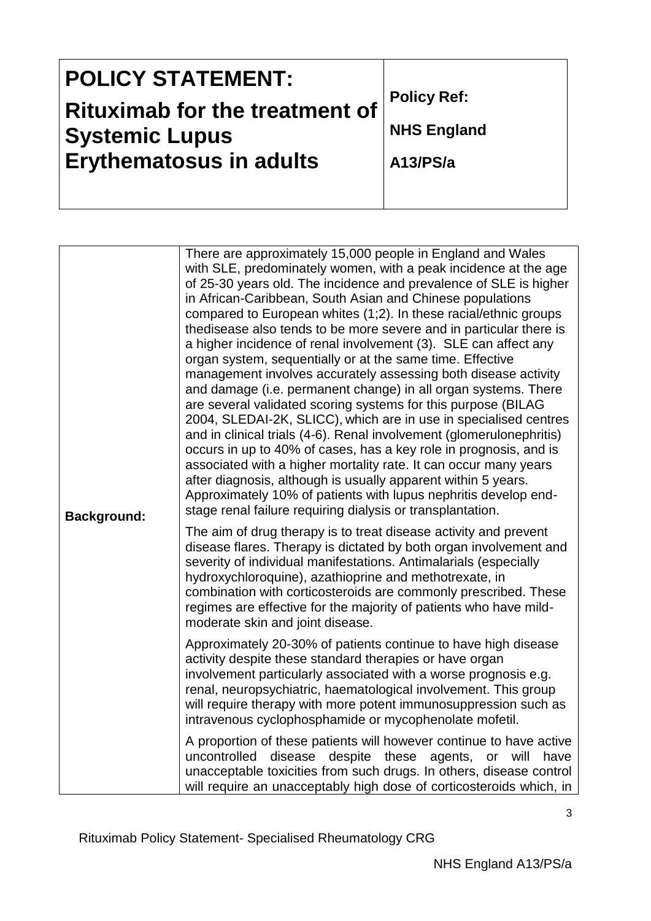| POLICY STATEMENT: Rituximab for the treatment of Systemic Lupus Erythematosus in adults | Policy Ref: NHS England A13/PS/a |
|---|---|

| | |
|---|---|
| **Background:** | There are approximately 15,000 people in England and Wales with SLE, predominately women, with a peak incidence at the age of 25-30 years old. The incidence and prevalence of SLE is higher in African-Caribbean, South Asian and Chinese populations compared to European whites (1;2). In these racial/ethnic groups thedisease also tends to be more severe and in particular there is a higher incidence of renal involvement (3). SLE can affect any organ system, sequentially or at the same time. Effective management involves accurately assessing both disease activity and damage (i.e. permanent change) in all organ systems. There are several validated scoring systems for this purpose (BILAG 2004, SLEDAI-2K, SLICC), which are in use in specialised centres and in clinical trials (4-6). Renal involvement (glomerulonephritis) occurs in up to 40% of cases, has a key role in prognosis, and is associated with a higher mortality rate. It can occur many years after diagnosis, although is usually apparent within 5 years. Approximately 10% of patients with lupus nephritis develop end-stage renal failure requiring dialysis or transplantation.<br><br>The aim of drug therapy is to treat disease activity and prevent disease flares. Therapy is dictated by both organ involvement and severity of individual manifestations. Antimalarials (especially hydroxychloroquine), azathioprine and methotrexate, in combination with corticosteroids are commonly prescribed. These regimes are effective for the majority of patients who have mild-moderate skin and joint disease.<br><br>Approximately 20-30% of patients continue to have high disease activity despite these standard therapies or have organ involvement particularly associated with a worse prognosis e.g. renal, neuropsychiatric, haematological involvement. This group will require therapy with more potent immunosuppression such as intravenous cyclophosphamide or mycophenolate mofetil.<br><br>A proportion of these patients will however continue to have active uncontrolled disease despite these agents, or will have unacceptable toxicities from such drugs. In others, disease control will require an unacceptably high dose of corticosteroids which, in |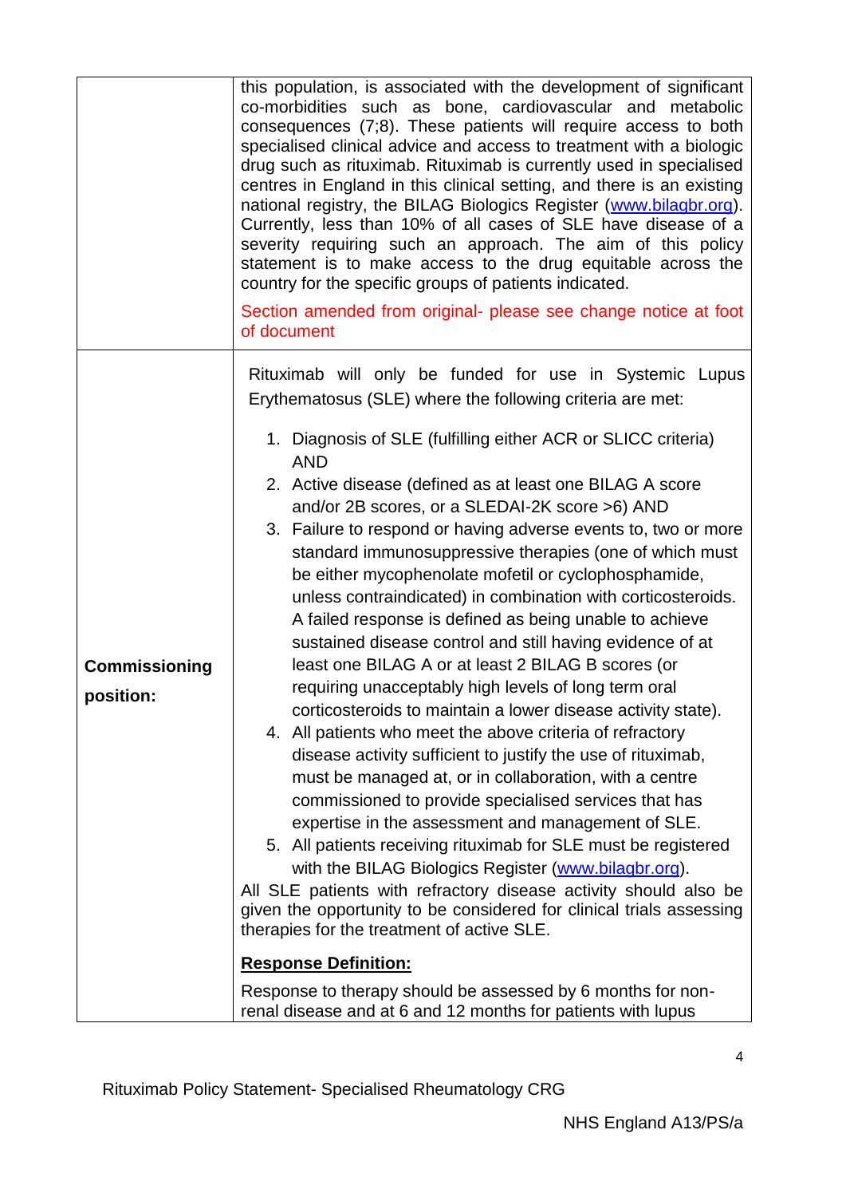| | |
|---|---|
| | this population, is associated with the development of significant co-morbidities such as bone, cardiovascular and metabolic consequences (7;8). These patients will require access to both specialised clinical advice and access to treatment with a biologic drug such as rituximab. Rituximab is currently used in specialised centres in England in this clinical setting, and there is an existing national registry, the BILAG Biologics Register (www.bilagbr.org). Currently, less than 10% of all cases of SLE have disease of a severity requiring such an approach. The aim of this policy statement is to make access to the drug equitable across the country for the specific groups of patients indicated.<br><br>Section amended from original- please see change notice at foot of document |
| **Commissioning position:** | Rituximab will only be funded for use in Systemic Lupus Erythematosus (SLE) where the following criteria are met:<br><br>1. Diagnosis of SLE (fulfilling either ACR or SLICC criteria) AND<br>2. Active disease (defined as at least one BILAG A score and/or 2B scores, or a SLEDAI-2K score >6) AND<br>3. Failure to respond or having adverse events to, two or more standard immunosuppressive therapies (one of which must be either mycophenolate mofetil or cyclophosphamide, unless contraindicated) in combination with corticosteroids. A failed response is defined as being unable to achieve sustained disease control and still having evidence of at least one BILAG A or at least 2 BILAG B scores (or requiring unacceptably high levels of long term oral corticosteroids to maintain a lower disease activity state).<br>4. All patients who meet the above criteria of refractory disease activity sufficient to justify the use of rituximab, must be managed at, or in collaboration, with a centre commissioned to provide specialised services that has expertise in the assessment and management of SLE.<br>5. All patients receiving rituximab for SLE must be registered with the BILAG Biologics Register (www.bilagbr.org).<br><br>All SLE patients with refractory disease activity should also be given the opportunity to be considered for clinical trials assessing therapies for the treatment of active SLE.<br><br>**Response Definition:**<br><br>Response to therapy should be assessed by 6 months for non-renal disease and at 6 and 12 months for patients with lupus |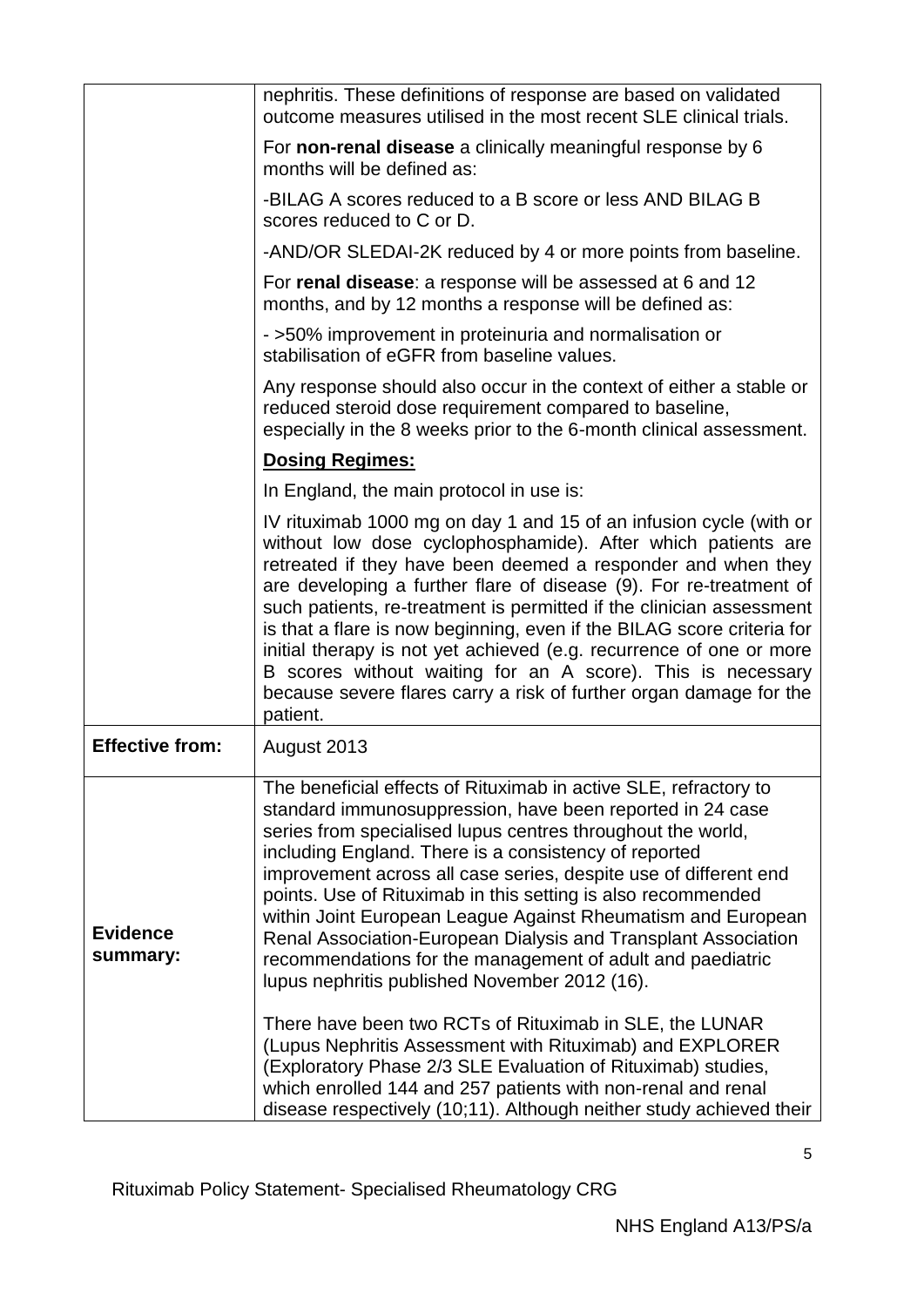| | |
|---|---|
| | nephritis. These definitions of response are based on validated outcome measures utilised in the most recent SLE clinical trials.<br><br>For **non-renal disease** a clinically meaningful response by 6 months will be defined as:<br><br>-BILAG A scores reduced to a B score or less AND BILAG B scores reduced to C or D.<br><br>-AND/OR SLEDAI-2K reduced by 4 or more points from baseline.<br><br>For **renal disease**: a response will be assessed at 6 and 12 months, and by 12 months a response will be defined as:<br><br>- >50% improvement in proteinuria and normalisation or stabilisation of eGFR from baseline values.<br><br>Any response should also occur in the context of either a stable or reduced steroid dose requirement compared to baseline, especially in the 8 weeks prior to the 6-month clinical assessment.<br><br>**<u>Dosing Regimes:</u>**<br><br>In England, the main protocol in use is:<br><br>IV rituximab 1000 mg on day 1 and 15 of an infusion cycle (with or without low dose cyclophosphamide). After which patients are retreated if they have been deemed a responder and when they are developing a further flare of disease (9). For re-treatment of such patients, re-treatment is permitted if the clinician assessment is that a flare is now beginning, even if the BILAG score criteria for initial therapy is not yet achieved (e.g. recurrence of one or more B scores without waiting for an A score). This is necessary because severe flares carry a risk of further organ damage for the patient. |
| **Effective from:** | August 2013 |
| **Evidence summary:** | The beneficial effects of Rituximab in active SLE, refractory to standard immunosuppression, have been reported in 24 case series from specialised lupus centres throughout the world, including England. There is a consistency of reported improvement across all case series, despite use of different end points. Use of Rituximab in this setting is also recommended within Joint European League Against Rheumatism and European Renal Association-European Dialysis and Transplant Association recommendations for the management of adult and paediatric lupus nephritis published November 2012 (16).<br><br>There have been two RCTs of Rituximab in SLE, the LUNAR (Lupus Nephritis Assessment with Rituximab) and EXPLORER (Exploratory Phase 2/3 SLE Evaluation of Rituximab) studies, which enrolled 144 and 257 patients with non-renal and renal disease respectively (10;11). Although neither study achieved their |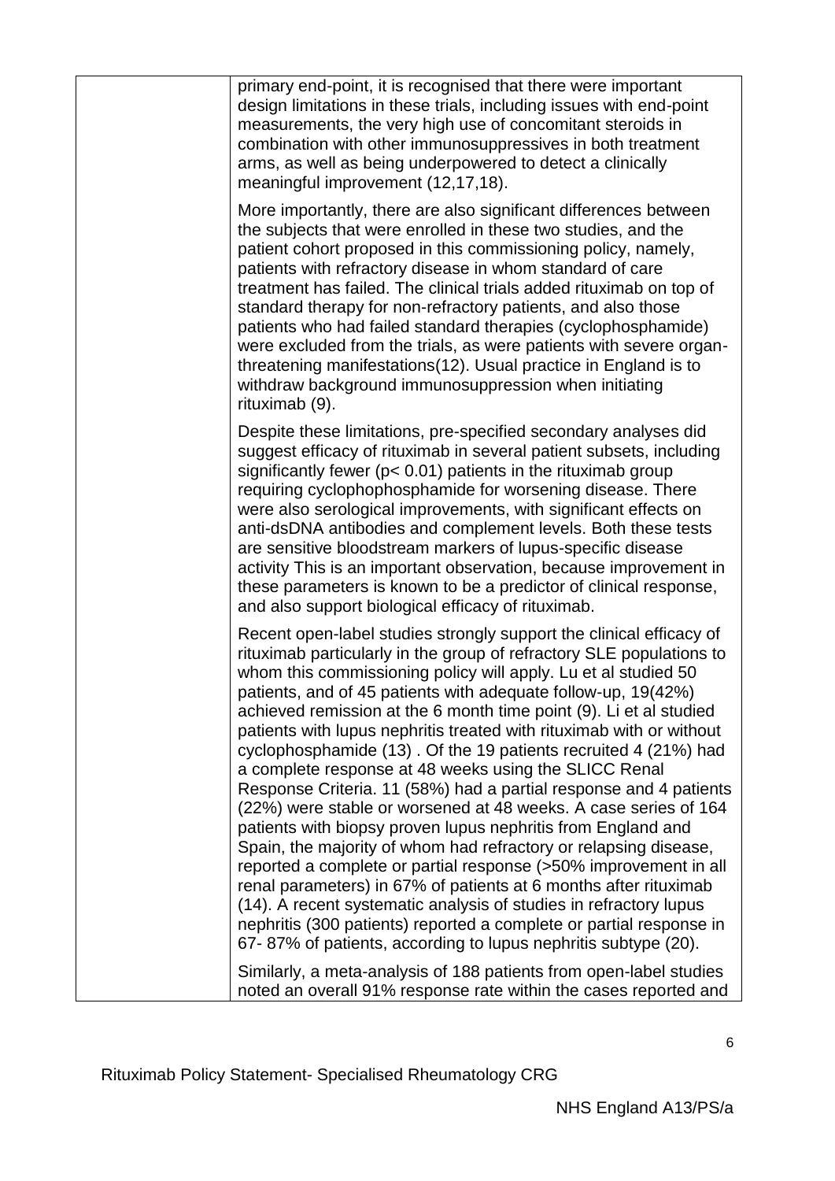| | |
|---|---|
| | primary end-point, it is recognised that there were important design limitations in these trials, including issues with end-point measurements, the very high use of concomitant steroids in combination with other immunosuppressives in both treatment arms, as well as being underpowered to detect a clinically meaningful improvement (12,17,18).<br><br>More importantly, there are also significant differences between the subjects that were enrolled in these two studies, and the patient cohort proposed in this commissioning policy, namely, patients with refractory disease in whom standard of care treatment has failed. The clinical trials added rituximab on top of standard therapy for non-refractory patients, and also those patients who had failed standard therapies (cyclophosphamide) were excluded from the trials, as were patients with severe organ-threatening manifestations(12). Usual practice in England is to withdraw background immunosuppression when initiating rituximab (9).<br><br>Despite these limitations, pre-specified secondary analyses did suggest efficacy of rituximab in several patient subsets, including significantly fewer ($p < 0.01$) patients in the rituximab group requiring cyclophophosphamide for worsening disease. There were also serological improvements, with significant effects on anti-dsDNA antibodies and complement levels. Both these tests are sensitive bloodstream markers of lupus-specific disease activity This is an important observation, because improvement in these parameters is known to be a predictor of clinical response, and also support biological efficacy of rituximab.<br><br>Recent open-label studies strongly support the clinical efficacy of rituximab particularly in the group of refractory SLE populations to whom this commissioning policy will apply. Lu et al studied 50 patients, and of 45 patients with adequate follow-up, 19(42%) achieved remission at the 6 month time point (9). Li et al studied patients with lupus nephritis treated with rituximab with or without cyclophosphamide (13) . Of the 19 patients recruited 4 (21%) had a complete response at 48 weeks using the SLICC Renal Response Criteria. 11 (58%) had a partial response and 4 patients (22%) were stable or worsened at 48 weeks. A case series of 164 patients with biopsy proven lupus nephritis from England and Spain, the majority of whom had refractory or relapsing disease, reported a complete or partial response (>50% improvement in all renal parameters) in 67% of patients at 6 months after rituximab (14). A recent systematic analysis of studies in refractory lupus nephritis (300 patients) reported a complete or partial response in 67- 87% of patients, according to lupus nephritis subtype (20).<br><br>Similarly, a meta-analysis of 188 patients from open-label studies noted an overall 91% response rate within the cases reported and |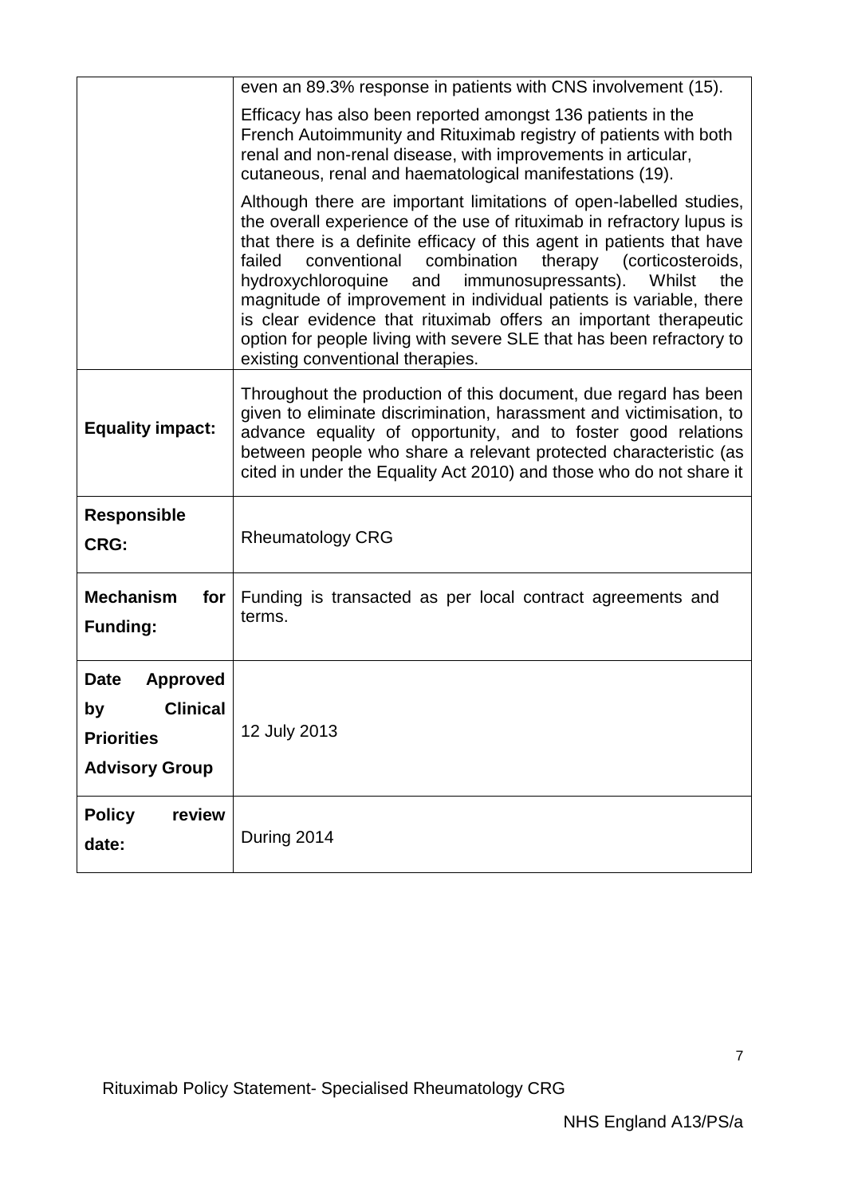| | |
|---|---|
| | even an 89.3% response in patients with CNS involvement (15).<br><br>Efficacy has also been reported amongst 136 patients in the French Autoimmunity and Rituximab registry of patients with both renal and non-renal disease, with improvements in articular, cutaneous, renal and haematological manifestations (19).<br><br>Although there are important limitations of open-labelled studies, the overall experience of the use of rituximab in refractory lupus is that there is a definite efficacy of this agent in patients that have failed conventional combination therapy (corticosteroids, hydroxychloroquine and immunosupressants). Whilst the magnitude of improvement in individual patients is variable, there is clear evidence that rituximab offers an important therapeutic option for people living with severe SLE that has been refractory to existing conventional therapies. |
| **Equality impact:** | Throughout the production of this document, due regard has been given to eliminate discrimination, harassment and victimisation, to advance equality of opportunity, and to foster good relations between people who share a relevant protected characteristic (as cited in under the Equality Act 2010) and those who do not share it |
| **Responsible CRG:** | Rheumatology CRG |
| **Mechanism for Funding:** | Funding is transacted as per local contract agreements and terms. |
| **Date Approved by Clinical Priorities Advisory Group** | 12 July 2013 |
| **Policy review date:** | During 2014 |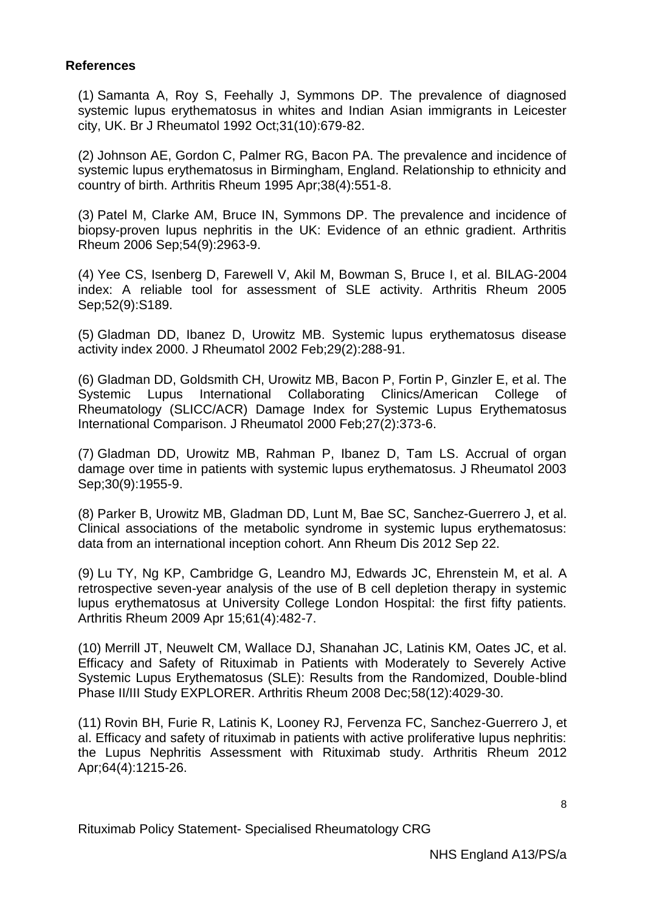**References**

(1) Samanta A, Roy S, Feehally J, Symmons DP. The prevalence of diagnosed systemic lupus erythematosus in whites and Indian Asian immigrants in Leicester city, UK. Br J Rheumatol 1992 Oct;31(10):679-82.

(2) Johnson AE, Gordon C, Palmer RG, Bacon PA. The prevalence and incidence of systemic lupus erythematosus in Birmingham, England. Relationship to ethnicity and country of birth. Arthritis Rheum 1995 Apr;38(4):551-8.

(3) Patel M, Clarke AM, Bruce IN, Symmons DP. The prevalence and incidence of biopsy-proven lupus nephritis in the UK: Evidence of an ethnic gradient. Arthritis Rheum 2006 Sep;54(9):2963-9.

(4) Yee CS, Isenberg D, Farewell V, Akil M, Bowman S, Bruce I, et al. BILAG-2004 index: A reliable tool for assessment of SLE activity. Arthritis Rheum 2005 Sep;52(9):S189.

(5) Gladman DD, Ibanez D, Urowitz MB. Systemic lupus erythematosus disease activity index 2000. J Rheumatol 2002 Feb;29(2):288-91.

(6) Gladman DD, Goldsmith CH, Urowitz MB, Bacon P, Fortin P, Ginzler E, et al. The Systemic Lupus International Collaborating Clinics/American College of Rheumatology (SLICC/ACR) Damage Index for Systemic Lupus Erythematosus International Comparison. J Rheumatol 2000 Feb;27(2):373-6.

(7) Gladman DD, Urowitz MB, Rahman P, Ibanez D, Tam LS. Accrual of organ damage over time in patients with systemic lupus erythematosus. J Rheumatol 2003 Sep;30(9):1955-9.

(8) Parker B, Urowitz MB, Gladman DD, Lunt M, Bae SC, Sanchez-Guerrero J, et al. Clinical associations of the metabolic syndrome in systemic lupus erythematosus: data from an international inception cohort. Ann Rheum Dis 2012 Sep 22.

(9) Lu TY, Ng KP, Cambridge G, Leandro MJ, Edwards JC, Ehrenstein M, et al. A retrospective seven-year analysis of the use of B cell depletion therapy in systemic lupus erythematosus at University College London Hospital: the first fifty patients. Arthritis Rheum 2009 Apr 15;61(4):482-7.

(10) Merrill JT, Neuwelt CM, Wallace DJ, Shanahan JC, Latinis KM, Oates JC, et al. Efficacy and Safety of Rituximab in Patients with Moderately to Severely Active Systemic Lupus Erythematosus (SLE): Results from the Randomized, Double-blind Phase II/III Study EXPLORER. Arthritis Rheum 2008 Dec;58(12):4029-30.

(11) Rovin BH, Furie R, Latinis K, Looney RJ, Fervenza FC, Sanchez-Guerrero J, et al. Efficacy and safety of rituximab in patients with active proliferative lupus nephritis: the Lupus Nephritis Assessment with Rituximab study. Arthritis Rheum 2012 Apr;64(4):1215-26.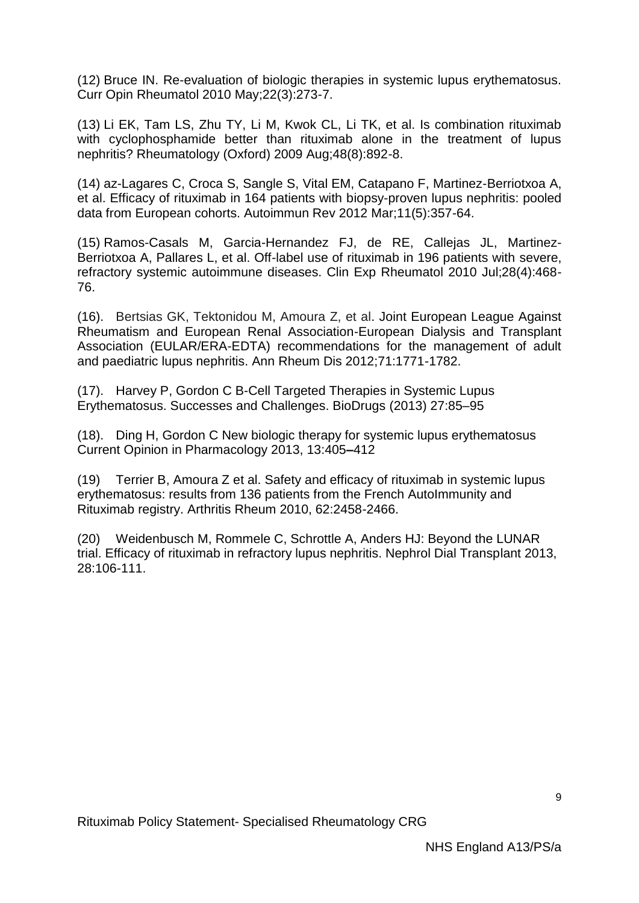(12) Bruce IN. Re-evaluation of biologic therapies in systemic lupus erythematosus. Curr Opin Rheumatol 2010 May;22(3):273-7.

(13) Li EK, Tam LS, Zhu TY, Li M, Kwok CL, Li TK, et al. Is combination rituximab with cyclophosphamide better than rituximab alone in the treatment of lupus nephritis? Rheumatology (Oxford) 2009 Aug;48(8):892-8.

(14) az-Lagares C, Croca S, Sangle S, Vital EM, Catapano F, Martinez-Berriotxoa A, et al. Efficacy of rituximab in 164 patients with biopsy-proven lupus nephritis: pooled data from European cohorts. Autoimmun Rev 2012 Mar;11(5):357-64.

(15) Ramos-Casals M, Garcia-Hernandez FJ, de RE, Callejas JL, Martinez-Berriotxoa A, Pallares L, et al. Off-label use of rituximab in 196 patients with severe, refractory systemic autoimmune diseases. Clin Exp Rheumatol 2010 Jul;28(4):468-76.

(16). Bertsias GK, Tektonidou M, Amoura Z, et al. Joint European League Against Rheumatism and European Renal Association-European Dialysis and Transplant Association (EULAR/ERA-EDTA) recommendations for the management of adult and paediatric lupus nephritis. Ann Rheum Dis 2012;71:1771-1782.

(17). Harvey P, Gordon C B-Cell Targeted Therapies in Systemic Lupus Erythematosus. Successes and Challenges. BioDrugs (2013) 27:85–95

(18). Ding H, Gordon C New biologic therapy for systemic lupus erythematosus Current Opinion in Pharmacology 2013, 13:405–412

(19) Terrier B, Amoura Z et al. Safety and efficacy of rituximab in systemic lupus erythematosus: results from 136 patients from the French AutoImmunity and Rituximab registry. Arthritis Rheum 2010, 62:2458-2466.

(20) Weidenbusch M, Rommele C, Schrottle A, Anders HJ: Beyond the LUNAR trial. Efficacy of rituximab in refractory lupus nephritis. Nephrol Dial Transplant 2013, 28:106-111.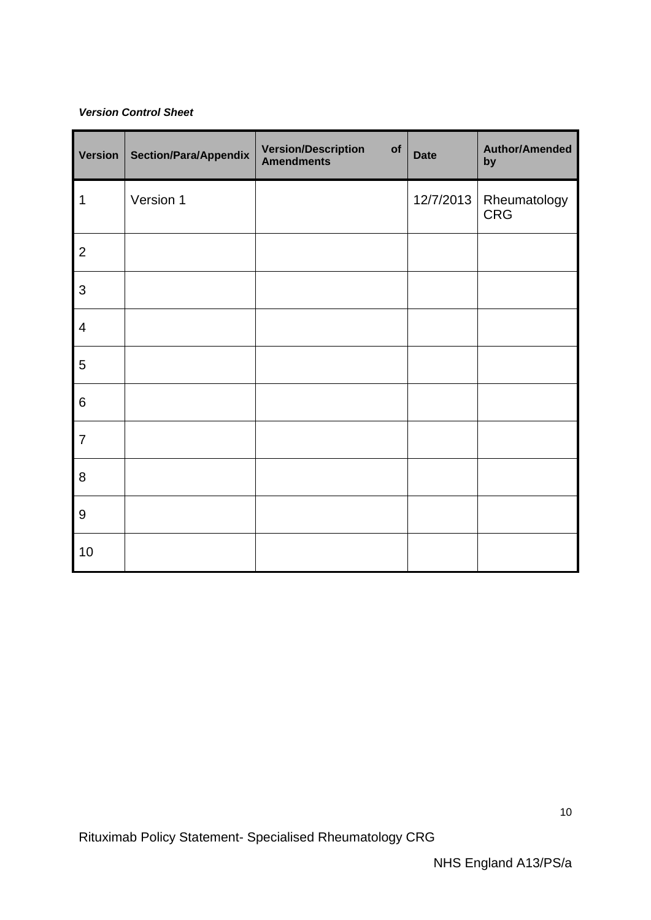***Version Control Sheet***

| Version | Section/Para/Appendix | Version/Description of Amendments | Date | Author/Amended by |
|---|---|---|---|---|
| 1 | Version 1 | | 12/7/2013 | Rheumatology CRG |
| 2 | | | | |
| 3 | | | | |
| 4 | | | | |
| 5 | | | | |
| 6 | | | | |
| 7 | | | | |
| 8 | | | | |
| 9 | | | | |
| 10 | | | | |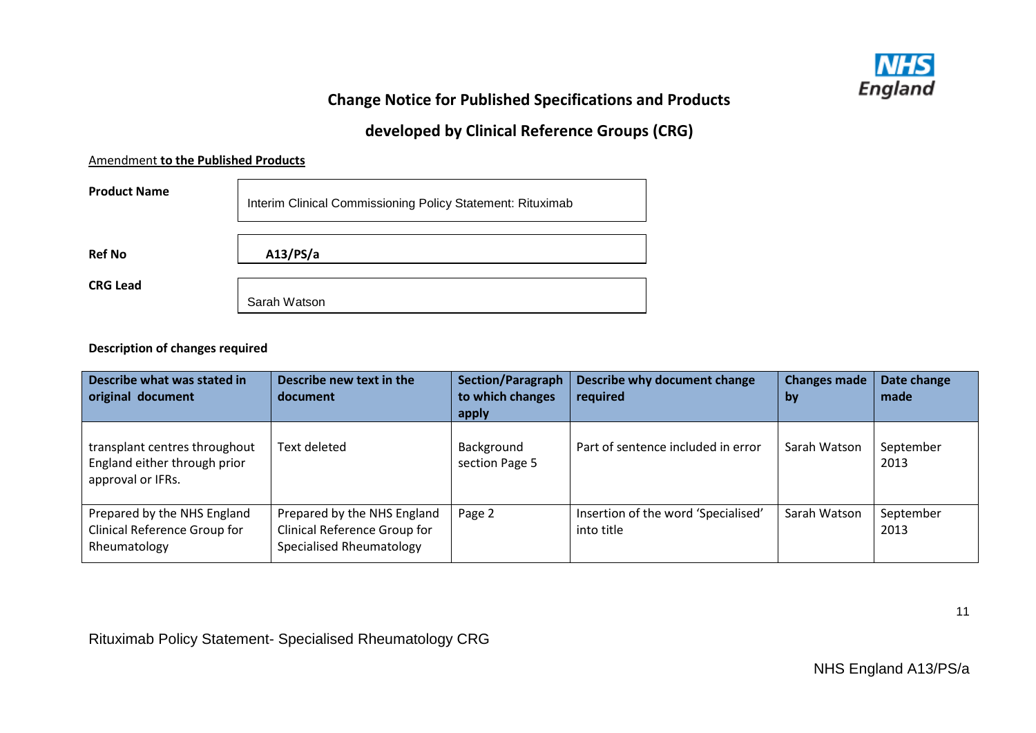## Change Notice for Published Specifications and Products

## developed by Clinical Reference Groups (CRG)

Amendment **to the Published Products**

| | |
|---|---|
| **Product Name** | Interim Clinical Commissioning Policy Statement: Rituximab |
| **Ref No** | **A13/PS/a** |
| **CRG Lead** | Sarah Watson |

**Description of changes required**

| Describe what was stated in original document | Describe new text in the document | Section/Paragraph to which changes apply | Describe why document change required | Changes made by | Date change made |
|---|---|---|---|---|---|
| transplant centres throughout England either through prior approval or IFRs. | Text deleted | Background section Page 5 | Part of sentence included in error | Sarah Watson | September 2013 |
| Prepared by the NHS England Clinical Reference Group for Rheumatology | Prepared by the NHS England Clinical Reference Group for Specialised Rheumatology | Page 2 | Insertion of the word 'Specialised' into title | Sarah Watson | September 2013 |